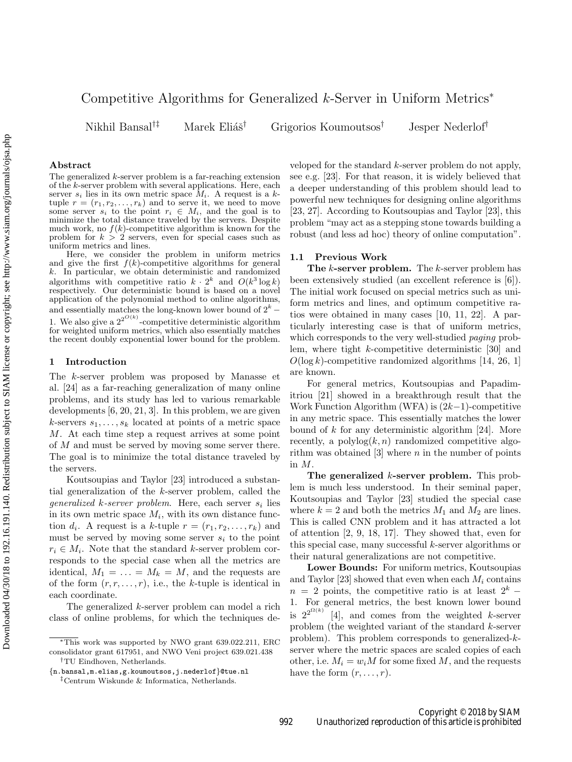# Competitive Algorithms for Generalized $k$-Server in Uniform Metrics*

Nikhil Bansal[†‡] Marek Eliáš[†] Grigorios Koumoutsos[†] Jesper Nederlof[†]

### Abstract

The generalized $k$-server problem is a far-reaching extension of the $k$-server problem with several applications. Here, each server $s_i$ lies in its own metric space $M_i$. A request is a $k$-tuple $r = (r_1, r_2, \ldots, r_k)$ and to serve it, we need to move some server $s_i$ to the point $r_i \in M_i$, and the goal is to minimize the total distance traveled by the servers. Despite much work, no $f(k)$-competitive algorithm is known for the problem for $k > 2$ servers, even for special cases such as uniform metrics and lines.

Here, we consider the problem in uniform metrics and give the first $f(k)$-competitive algorithms for general $k$. In particular, we obtain deterministic and randomized algorithms with competitive ratio $k \cdot 2^k$ and $O(k^3 \log k)$ respectively. Our deterministic bound is based on a novel application of the polynomial method to online algorithms, and essentially matches the long-known lower bound of $2^k - 1$. We also give a $2^{2^{O(k)}}$-competitive deterministic algorithm for weighted uniform metrics, which also essentially matches the recent doubly exponential lower bound for the problem.

## 1 Introduction

The $k$-server problem was proposed by Manasse et al. [24] as a far-reaching generalization of many online problems, and its study has led to various remarkable developments [6, 20, 21, 3]. In this problem, we are given $k$-servers $s_1, \ldots, s_k$ located at points of a metric space $M$. At each time step a request arrives at some point of $M$ and must be served by moving some server there. The goal is to minimize the total distance traveled by the servers.

Koutsoupias and Taylor [23] introduced a substantial generalization of the $k$-server problem, called the *generalized $k$-server problem*. Here, each server $s_i$ lies in its own metric space $M_i$, with its own distance function $d_i$. A request is a $k$-tuple $r = (r_1, r_2, \ldots, r_k)$ and must be served by moving some server $s_i$ to the point $r_i \in M_i$. Note that the standard $k$-server problem corresponds to the special case when all the metrics are identical, $M_1 = \ldots = M_k = M$, and the requests are of the form $(r, r, \ldots, r)$, i.e., the $k$-tuple is identical in each coordinate.

The generalized $k$-server problem can model a rich class of online problems, for which the techniques developed for the standard $k$-server problem do not apply, see e.g. [23]. For that reason, it is widely believed that a deeper understanding of this problem should lead to powerful new techniques for designing online algorithms [23, 27]. According to Koutsoupias and Taylor [23], this problem "may act as a stepping stone towards building a robust (and less ad hoc) theory of online computation".

### 1.1 Previous Work

**The $k$-server problem.** The $k$-server problem has been extensively studied (an excellent reference is [6]). The initial work focused on special metrics such as uniform metrics and lines, and optimum competitive ratios were obtained in many cases [10, 11, 22]. A particularly interesting case is that of uniform metrics, which corresponds to the very well-studied *paging* problem, where tight $k$-competitive deterministic [30] and $O(\log k)$-competitive randomized algorithms [14, 26, 1] are known.

For general metrics, Koutsoupias and Papadimitriou [21] showed in a breakthrough result that the Work Function Algorithm (WFA) is $(2k-1)$-competitive in any metric space. This essentially matches the lower bound of $k$ for any deterministic algorithm [24]. More recently, a polylog$(k, n)$ randomized competitive algorithm was obtained [3] where $n$ in the number of points in $M$.

**The generalized $k$-server problem.** This problem is much less understood. In their seminal paper, Koutsoupias and Taylor [23] studied the special case where $k = 2$ and both the metrics $M_1$ and $M_2$ are lines. This is called CNN problem and it has attracted a lot of attention [2, 9, 18, 17]. They showed that, even for this special case, many successful $k$-server algorithms or their natural generalizations are not competitive.

**Lower Bounds:** For uniform metrics, Koutsoupias and Taylor [23] showed that even when each $M_i$ contains $n = 2$ points, the competitive ratio is at least $2^k - 1$. For general metrics, the best known lower bound is $2^{2^{\Omega(k)}}$ [4], and comes from the weighted $k$-server problem (the weighted variant of the standard $k$-server problem). This problem corresponds to generalized-$k$-server where the metric spaces are scaled copies of each other, i.e. $M_i = w_i M$ for some fixed $M$, and the requests have the form $(r, \ldots, r)$.

*This work was supported by NWO grant 639.022.211, ERC consolidator grant 617951, and NWO Veni project 639.021.438

†TU Eindhoven, Netherlands.

{n.bansal,m.elias,g.koumoutsos,j.nederlof}@tue.nl

‡Centrum Wiskunde & Informatica, Netherlands.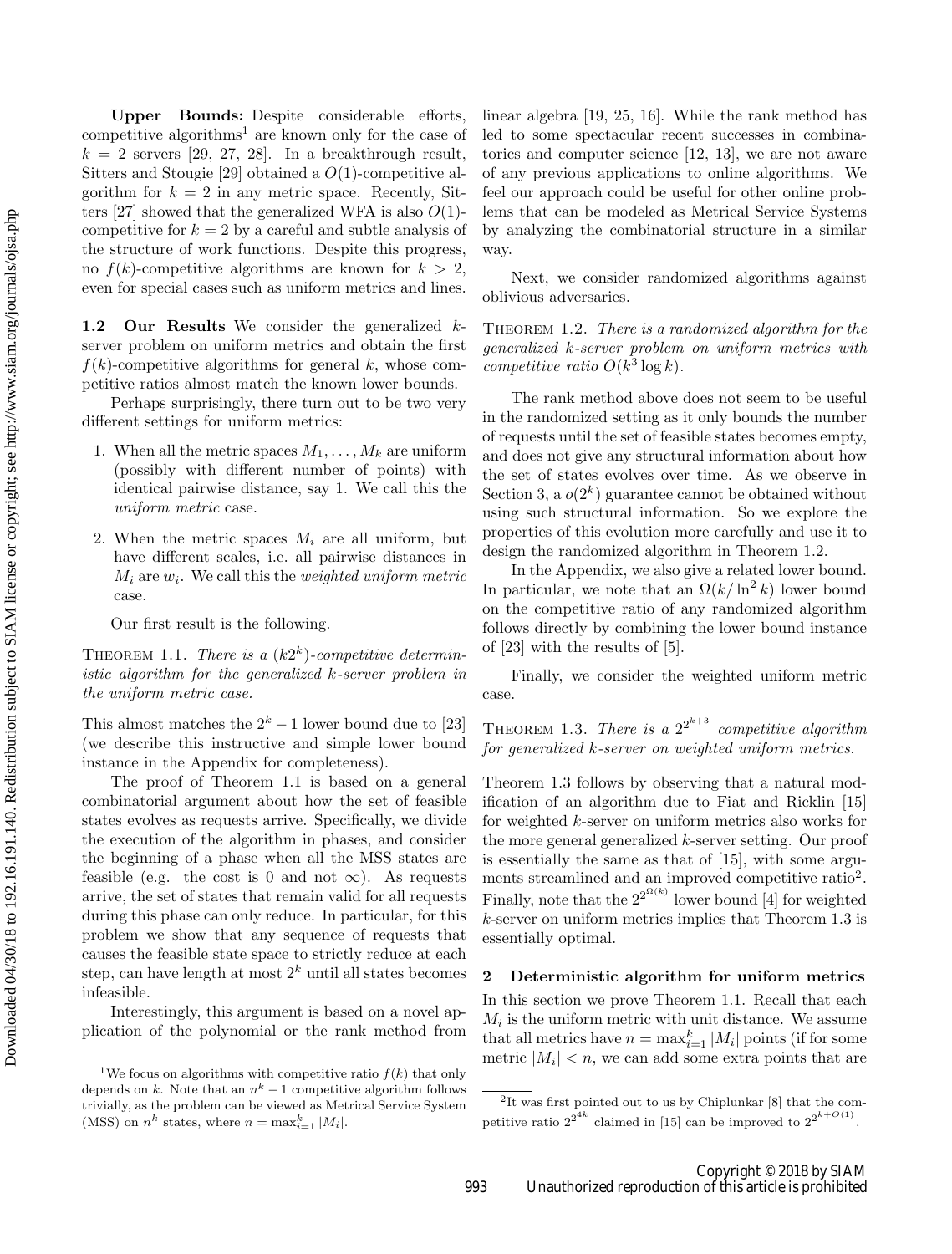**Upper Bounds:** Despite considerable efforts, competitive algorithms[1] are known only for the case of $k = 2$ servers [29, 27, 28]. In a breakthrough result, Sitters and Stougie [29] obtained a $O(1)$-competitive algorithm for $k = 2$ in any metric space. Recently, Sitters [27] showed that the generalized WFA is also $O(1)$-competitive for $k = 2$ by a careful and subtle analysis of the structure of work functions. Despite this progress, no $f(k)$-competitive algorithms are known for $k > 2$, even for special cases such as uniform metrics and lines.

### 1.2 Our Results

We consider the generalized $k$-server problem on uniform metrics and obtain the first $f(k)$-competitive algorithms for general $k$, whose competitive ratios almost match the known lower bounds.

Perhaps surprisingly, there turn out to be two very different settings for uniform metrics:

1. When all the metric spaces $M_1, \ldots, M_k$ are uniform (possibly with different number of points) with identical pairwise distance, say 1. We call this the *uniform metric* case.
2. When the metric spaces $M_i$ are all uniform, but have different scales, i.e. all pairwise distances in $M_i$ are $w_i$. We call this the *weighted uniform metric* case.

Our first result is the following.

THEOREM 1.1. *There is a $(k2^k)$-competitive deterministic algorithm for the generalized $k$-server problem in the uniform metric case.*

This almost matches the $2^k - 1$ lower bound due to [23] (we describe this instructive and simple lower bound instance in the Appendix for completeness).

The proof of Theorem 1.1 is based on a general combinatorial argument about how the set of feasible states evolves as requests arrive. Specifically, we divide the execution of the algorithm in phases, and consider the beginning of a phase when all the MSS states are feasible (e.g. the cost is 0 and not $\infty$). As requests arrive, the set of states that remain valid for all requests during this phase can only reduce. In particular, for this problem we show that any sequence of requests that causes the feasible state space to strictly reduce at each step, can have length at most $2^k$ until all states becomes infeasible.

Interestingly, this argument is based on a novel application of the polynomial or the rank method from linear algebra [19, 25, 16]. While the rank method has led to some spectacular recent successes in combinatorics and computer science [12, 13], we are not aware of any previous applications to online algorithms. We feel our approach could be useful for other online problems that can be modeled as Metrical Service Systems by analyzing the combinatorial structure in a similar way.

Next, we consider randomized algorithms against oblivious adversaries.

THEOREM 1.2. *There is a randomized algorithm for the generalized $k$-server problem on uniform metrics with competitive ratio $O(k^3 \log k)$.*

The rank method above does not seem to be useful in the randomized setting as it only bounds the number of requests until the set of feasible states becomes empty, and does not give any structural information about how the set of states evolves over time. As we observe in Section 3, a $o(2^k)$ guarantee cannot be obtained without using such structural information. So we explore the properties of this evolution more carefully and use it to design the randomized algorithm in Theorem 1.2.

In the Appendix, we also give a related lower bound. In particular, we note that an $\Omega(k/\ln^2 k)$ lower bound on the competitive ratio of any randomized algorithm follows directly by combining the lower bound instance of [23] with the results of [5].

Finally, we consider the weighted uniform metric case.

THEOREM 1.3. *There is a $2^{2^{k+3}}$ competitive algorithm for generalized $k$-server on weighted uniform metrics.*

Theorem 1.3 follows by observing that a natural modification of an algorithm due to Fiat and Ricklin [15] for weighted $k$-server on uniform metrics also works for the more general generalized $k$-server setting. Our proof is essentially the same as that of [15], with some arguments streamlined and an improved competitive ratio[2]. Finally, note that the $2^{2^{\Omega(k)}}$ lower bound [4] for weighted $k$-server on uniform metrics implies that Theorem 1.3 is essentially optimal.

## 2 Deterministic algorithm for uniform metrics

In this section we prove Theorem 1.1. Recall that each $M_i$ is the uniform metric with unit distance. We assume that all metrics have $n = \max_{i=1}^k |M_i|$ points (if for some metric $|M_i| < n$, we can add some extra points that are

[1] We focus on algorithms with competitive ratio $f(k)$ that only depends on $k$. Note that an $n^k - 1$ competitive algorithm follows trivially, as the problem can be viewed as Metrical Service System (MSS) on $n^k$ states, where $n = \max_{i=1}^k |M_i|$.

[2] It was first pointed out to us by Chiplunkar [8] that the competitive ratio $2^{2^{4k}}$ claimed in [15] can be improved to $2^{2^{k+O(1)}}$.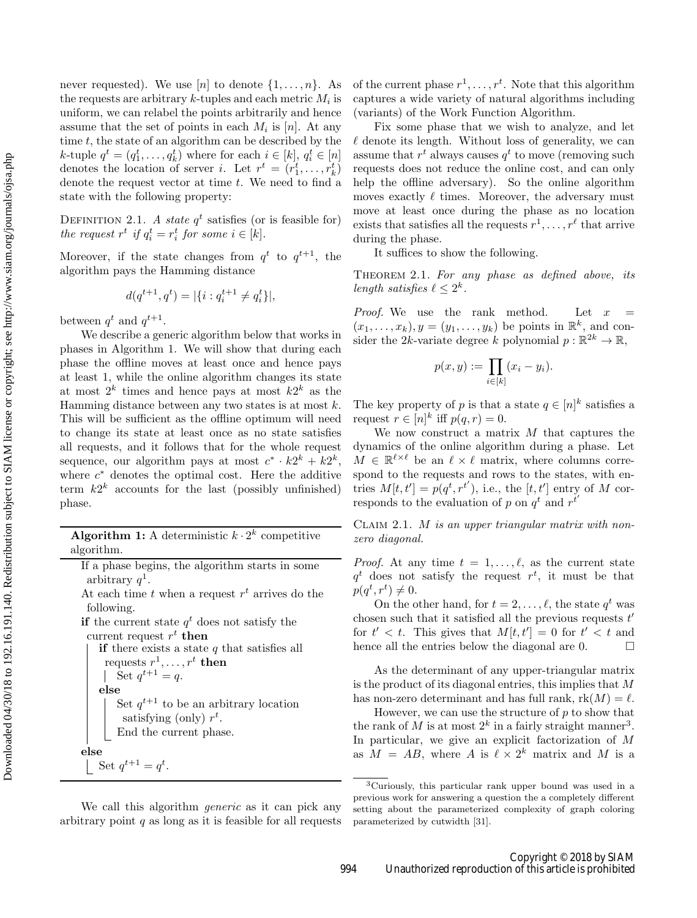never requested). We use $[n]$ to denote $\{1, \ldots, n\}$. As the requests are arbitrary $k$-tuples and each metric $M_i$ is uniform, we can relabel the points arbitrarily and hence assume that the set of points in each $M_i$ is $[n]$. At any time $t$, the state of an algorithm can be described by the $k$-tuple $q^t = (q_1^t, \ldots, q_k^t)$ where for each $i \in [k]$, $q_i^t \in [n]$ denotes the location of server $i$. Let $r^t = (r_1^t, \ldots, r_k^t)$ denote the request vector at time $t$. We need to find a state with the following property:

Definition 2.1. *A state $q^t$ satisfies (or is feasible for) the request $r^t$ if $q_i^t = r_i^t$ for some $i \in [k]$.*

Moreover, if the state changes from $q^t$ to $q^{t+1}$, the algorithm pays the Hamming distance

$$d(q^{t+1}, q^t) = |\{i : q_i^{t+1} \neq q_i^t\}|,$$

between $q^t$ and $q^{t+1}$.

We describe a generic algorithm below that works in phases in Algorithm 1. We will show that during each phase the offline moves at least once and hence pays at least 1, while the online algorithm changes its state at most $2^k$ times and hence pays at most $k2^k$ as the Hamming distance between any two states is at most $k$. This will be sufficient as the offline optimum will need to change its state at least once as no state satisfies all requests, and it follows that for the whole request sequence, our algorithm pays at most $c^* \cdot k2^k + k2^k$, where $c^*$ denotes the optimal cost. Here the additive term $k2^k$ accounts for the last (possibly unfinished) phase.

**Algorithm 1:** A deterministic $k \cdot 2^k$ competitive algorithm.

```
If a phase begins, the algorithm starts in some
  arbitrary q^1.
At each time t when a request r^t arrives do the
  following.
if the current state q^t does not satisfy the
  current request r^t then
    if there exists a state q that satisfies all
      requests r^1, ..., r^t then
        Set q^{t+1} = q.
    else
        Set q^{t+1} to be an arbitrary location
          satisfying (only) r^t.
        End the current phase.
else
    Set q^{t+1} = q^t.
```

We call this algorithm *generic* as it can pick any arbitrary point $q$ as long as it is feasible for all requests of the current phase $r^1, \ldots, r^t$. Note that this algorithm captures a wide variety of natural algorithms including (variants) of the Work Function Algorithm.

Fix some phase that we wish to analyze, and let $\ell$ denote its length. Without loss of generality, we can assume that $r^t$ always causes $q^t$ to move (removing such requests does not reduce the online cost, and can only help the offline adversary). So the online algorithm moves exactly $\ell$ times. Moreover, the adversary must move at least once during the phase as no location exists that satisfies all the requests $r^1, \ldots, r^\ell$ that arrive during the phase.

It suffices to show the following.

Theorem 2.1. *For any phase as defined above, its length satisfies $\ell \leq 2^k$.*

*Proof.* We use the rank method. Let $x = (x_1, \ldots, x_k), y = (y_1, \ldots, y_k)$ be points in $\mathbb{R}^k$, and consider the $2k$-variate degree $k$ polynomial $p : \mathbb{R}^{2k} \to \mathbb{R}$,

$$p(x, y) := \prod_{i \in [k]} (x_i - y_i).$$

The key property of $p$ is that a state $q \in [n]^k$ satisfies a request $r \in [n]^k$ iff $p(q, r) = 0$.

We now construct a matrix $M$ that captures the dynamics of the online algorithm during a phase. Let $M \in \mathbb{R}^{\ell \times \ell}$ be an $\ell \times \ell$ matrix, where columns correspond to the requests and rows to the states, with entries $M[t, t'] = p(q^t, r^{t'})$, i.e., the $[t, t']$ entry of $M$ corresponds to the evaluation of $p$ on $q^t$ and $r^{t'}$

Claim 2.1. *$M$ is an upper triangular matrix with non-zero diagonal.*

*Proof.* At any time $t = 1, \ldots, \ell$, as the current state $q^t$ does not satisfy the request $r^t$, it must be that $p(q^t, r^t) \neq 0$.

On the other hand, for $t = 2, \ldots, \ell$, the state $q^t$ was chosen such that it satisfied all the previous requests $t'$ for $t' < t$. This gives that $M[t, t'] = 0$ for $t' < t$ and hence all the entries below the diagonal are 0. $\square$

As the determinant of any upper-triangular matrix is the product of its diagonal entries, this implies that $M$ has non-zero determinant and has full rank, $\text{rk}(M) = \ell$.

However, we can use the structure of $p$ to show that the rank of $M$ is at most $2^k$ in a fairly straight manner[3]. In particular, we give an explicit factorization of $M$ as $M = AB$, where $A$ is $\ell \times 2^k$ matrix and $M$ is a

[3] Curiously, this particular rank upper bound was used in a previous work for answering a question the a completely different setting about the parameterized complexity of graph coloring parameterized by cutwidth [31].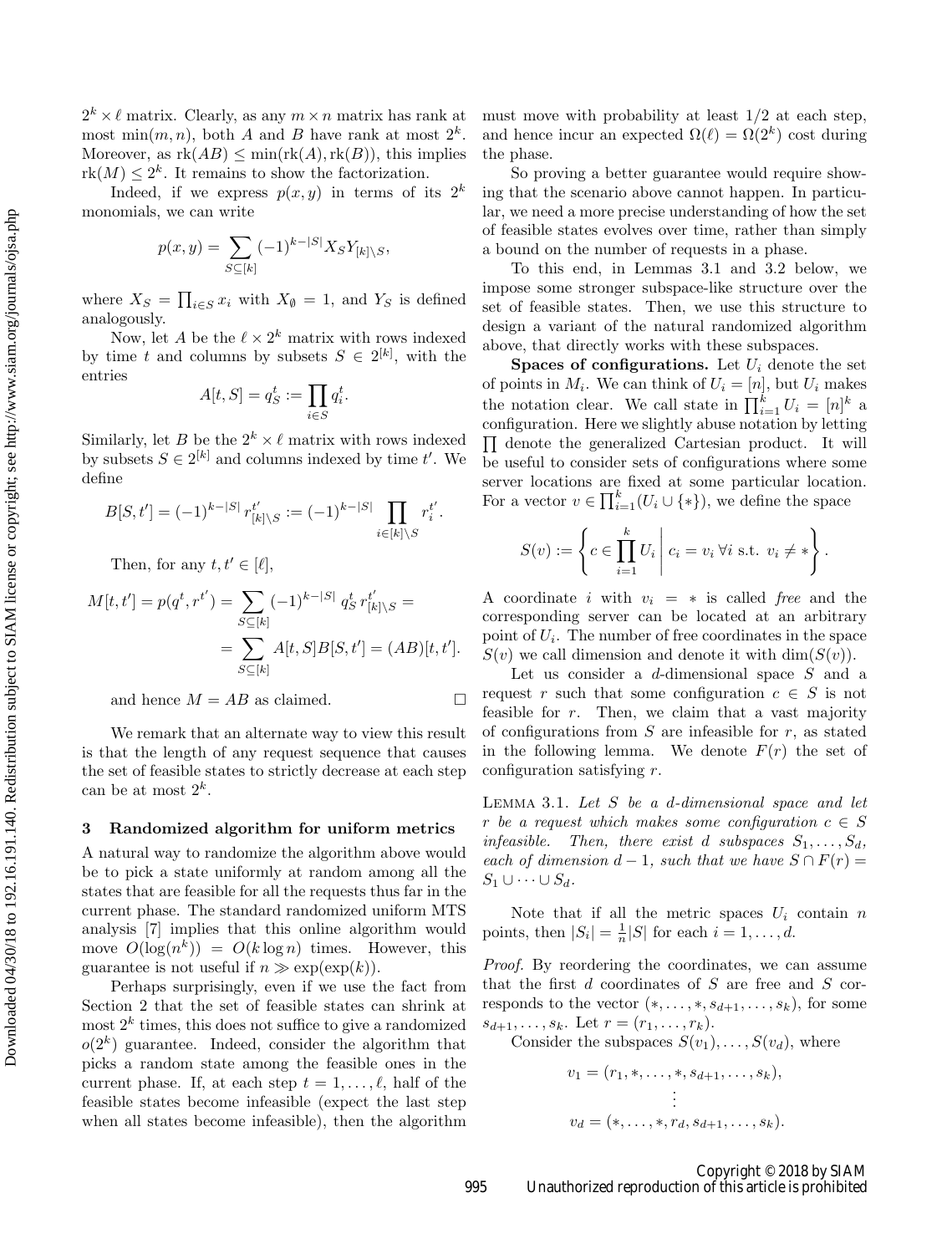$2^k \times \ell$ matrix. Clearly, as any $m \times n$ matrix has rank at most $\min(m, n)$, both $A$ and $B$ have rank at most $2^k$. Moreover, as $\text{rk}(AB) \le \min(\text{rk}(A), \text{rk}(B))$, this implies $\text{rk}(M) \le 2^k$. It remains to show the factorization.

Indeed, if we express $p(x, y)$ in terms of its $2^k$ monomials, we can write

$$p(x, y) = \sum_{S \subseteq [k]} (-1)^{k-|S|} X_S Y_{[k] \setminus S},$$

where $X_S = \prod_{i \in S} x_i$ with $X_\emptyset = 1$, and $Y_S$ is defined analogously.

Now, let $A$ be the $\ell \times 2^k$ matrix with rows indexed by time $t$ and columns by subsets $S \in 2^{[k]}$, with the entries

$$A[t, S] = q_S^t := \prod_{i \in S} q_i^t.$$

Similarly, let $B$ be the $2^k \times \ell$ matrix with rows indexed by subsets $S \in 2^{[k]}$ and columns indexed by time $t'$. We define

$$B[S, t'] = (-1)^{k-|S|} \, r_{[k] \setminus S}^{t'} := (-1)^{k-|S|} \prod_{i \in [k] \setminus S} r_i^{t'}.$$

Then, for any $t, t' \in [\ell]$,

$$M[t, t'] = p(q^t, r^{t'}) = \sum_{S \subseteq [k]} (-1)^{k-|S|} \, q_S^t \, r_{[k] \setminus S}^{t'} = \sum_{S \subseteq [k]} A[t, S] B[S, t'] = (AB)[t, t'].$$

and hence $M = AB$ as claimed. $\square$

We remark that an alternate way to view this result is that the length of any request sequence that causes the set of feasible states to strictly decrease at each step can be at most $2^k$.

## 3 Randomized algorithm for uniform metrics

A natural way to randomize the algorithm above would be to pick a state uniformly at random among all the states that are feasible for all the requests thus far in the current phase. The standard randomized uniform MTS analysis [7] implies that this online algorithm would move $O(\log(n^k)) = O(k \log n)$ times. However, this guarantee is not useful if $n \gg \exp(\exp(k))$.

Perhaps surprisingly, even if we use the fact from Section 2 that the set of feasible states can shrink at most $2^k$ times, this does not suffice to give a randomized $o(2^k)$ guarantee. Indeed, consider the algorithm that picks a random state among the feasible ones in the current phase. If, at each step $t = 1, \dots, \ell$, half of the feasible states become infeasible (expect the last step when all states become infeasible), then the algorithm must move with probability at least $1/2$ at each step, and hence incur an expected $\Omega(\ell) = \Omega(2^k)$ cost during the phase.

So proving a better guarantee would require showing that the scenario above cannot happen. In particular, we need a more precise understanding of how the set of feasible states evolves over time, rather than simply a bound on the number of requests in a phase.

To this end, in Lemmas 3.1 and 3.2 below, we impose some stronger subspace-like structure over the set of feasible states. Then, we use this structure to design a variant of the natural randomized algorithm above, that directly works with these subspaces.

**Spaces of configurations.** Let $U_i$ denote the set of points in $M_i$. We can think of $U_i = [n]$, but $U_i$ makes the notation clear. We call state in $\prod_{i=1}^k U_i = [n]^k$ a configuration. Here we slightly abuse notation by letting $\prod$ denote the generalized Cartesian product. It will be useful to consider sets of configurations where some server locations are fixed at some particular location. For a vector $v \in \prod_{i=1}^k (U_i \cup \{*\})$, we define the space

$$S(v) := \left\{ c \in \prod_{i=1}^k U_i \;\middle|\; c_i = v_i \;\forall i \text{ s.t. } v_i \neq * \right\}.$$

A coordinate $i$ with $v_i = *$ is called *free* and the corresponding server can be located at an arbitrary point of $U_i$. The number of free coordinates in the space $S(v)$ we call dimension and denote it with $\dim(S(v))$.

Let us consider a $d$-dimensional space $S$ and a request $r$ such that some configuration $c \in S$ is not feasible for $r$. Then, we claim that a vast majority of configurations from $S$ are infeasible for $r$, as stated in the following lemma. We denote $F(r)$ the set of configuration satisfying $r$.

Lemma 3.1. *Let $S$ be a $d$-dimensional space and let $r$ be a request which makes some configuration $c \in S$ infeasible. Then, there exist $d$ subspaces $S_1, \dots, S_d$, each of dimension $d - 1$, such that we have $S \cap F(r) = S_1 \cup \cdots \cup S_d$.*

Note that if all the metric spaces $U_i$ contain $n$ points, then $|S_i| = \frac{1}{n}|S|$ for each $i = 1, \dots, d$.

*Proof.* By reordering the coordinates, we can assume that the first $d$ coordinates of $S$ are free and $S$ corresponds to the vector $(*, \dots, *, s_{d+1}, \dots, s_k)$, for some $s_{d+1}, \dots, s_k$. Let $r = (r_1, \dots, r_k)$.

Consider the subspaces $S(v_1), \dots, S(v_d)$, where

$$\begin{gathered} v_1 = (r_1, *, \dots, *, s_{d+1}, \dots, s_k), \\ \vdots \\ v_d = (*, \dots, *, r_d, s_{d+1}, \dots, s_k). \end{gathered}$$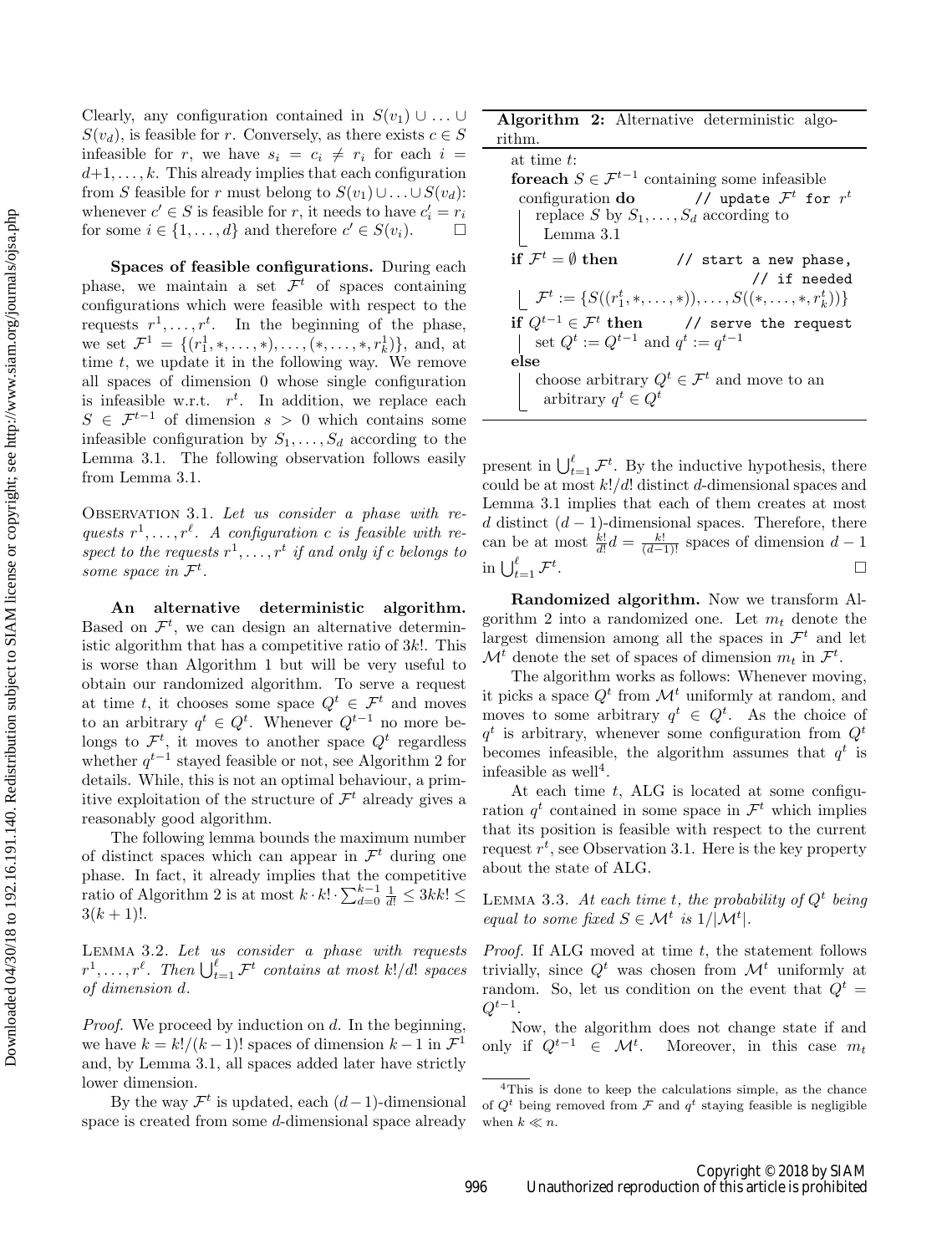Clearly, any configuration contained in $S(v_1) \cup \ldots \cup S(v_d)$, is feasible for $r$. Conversely, as there exists $c \in S$ infeasible for $r$, we have $s_i = c_i \neq r_i$ for each $i = d{+}1, \ldots, k$. This already implies that each configuration from $S$ feasible for $r$ must belong to $S(v_1) \cup \ldots \cup S(v_d)$: whenever $c' \in S$ is feasible for $r$, it needs to have $c'_i = r_i$ for some $i \in \{1, \ldots, d\}$ and therefore $c' \in S(v_i)$. $\square$

**Spaces of feasible configurations.** During each phase, we maintain a set $\mathcal{F}^t$ of spaces containing configurations which were feasible with respect to the requests $r^1, \ldots, r^t$. In the beginning of the phase, we set $\mathcal{F}^1 = \{(r^1_1, *, \ldots, *), \ldots, (*, \ldots, *, r^1_k)\}$, and, at time $t$, we update it in the following way. We remove all spaces of dimension 0 whose single configuration is infeasible w.r.t. $r^t$. In addition, we replace each $S \in \mathcal{F}^{t-1}$ of dimension $s > 0$ which contains some infeasible configuration by $S_1, \ldots, S_d$ according to the Lemma 3.1. The following observation follows easily from Lemma 3.1.

Observation 3.1. *Let us consider a phase with requests $r^1, \ldots, r^\ell$. A configuration $c$ is feasible with respect to the requests $r^1, \ldots, r^t$ if and only if $c$ belongs to some space in $\mathcal{F}^t$.*

**An alternative deterministic algorithm.** Based on $\mathcal{F}^t$, we can design an alternative deterministic algorithm that has a competitive ratio of $3k!$. This is worse than Algorithm 1 but will be very useful to obtain our randomized algorithm. To serve a request at time $t$, it chooses some space $Q^t \in \mathcal{F}^t$ and moves to an arbitrary $q^t \in Q^t$. Whenever $Q^{t-1}$ no more belongs to $\mathcal{F}^t$, it moves to another space $Q^t$ regardless whether $q^{t-1}$ stayed feasible or not, see Algorithm 2 for details. While, this is not an optimal behaviour, a primitive exploitation of the structure of $\mathcal{F}^t$ already gives a reasonably good algorithm.

The following lemma bounds the maximum number of distinct spaces which can appear in $\mathcal{F}^t$ during one phase. In fact, it already implies that the competitive ratio of Algorithm 2 is at most $k \cdot k! \cdot \sum_{d=0}^{k-1} \frac{1}{d!} \leq 3kk! \leq 3(k+1)!$.

Lemma 3.2. *Let us consider a phase with requests $r^1, \ldots, r^\ell$. Then $\bigcup_{t=1}^{\ell} \mathcal{F}^t$ contains at most $k!/d!$ spaces of dimension $d$.*

*Proof.* We proceed by induction on $d$. In the beginning, we have $k = k!/(k-1)!$ spaces of dimension $k-1$ in $\mathcal{F}^1$ and, by Lemma 3.1, all spaces added later have strictly lower dimension.

By the way $\mathcal{F}^t$ is updated, each $(d-1)$-dimensional space is created from some $d$-dimensional space already present in $\bigcup_{t=1}^{\ell} \mathcal{F}^t$. By the inductive hypothesis, there could be at most $k!/d!$ distinct $d$-dimensional spaces and Lemma 3.1 implies that each of them creates at most $d$ distinct $(d-1)$-dimensional spaces. Therefore, there can be at most $\frac{k!}{d!} d = \frac{k!}{(d-1)!}$ spaces of dimension $d-1$ in $\bigcup_{t=1}^{\ell} \mathcal{F}^t$. $\square$

**Algorithm 2:** Alternative deterministic algorithm.

```
at time t:
foreach S ∈ F^{t-1} containing some infeasible
  configuration do                    // update F^t for r^t
    replace S by S_1, ..., S_d according to
    Lemma 3.1
if F^t = ∅ then                       // start a new phase,
                                      // if needed
    F^t := {S((r^t_1, *, ..., *)), ..., S((*, ..., *, r^t_k))}
if Q^{t-1} ∈ F^t then                 // serve the request
    set Q^t := Q^{t-1} and q^t := q^{t-1}
else
    choose arbitrary Q^t ∈ F^t and move to an
    arbitrary q^t ∈ Q^t
```

**Randomized algorithm.** Now we transform Algorithm 2 into a randomized one. Let $m_t$ denote the largest dimension among all the spaces in $\mathcal{F}^t$ and let $\mathcal{M}^t$ denote the set of spaces of dimension $m_t$ in $\mathcal{F}^t$.

The algorithm works as follows: Whenever moving, it picks a space $Q^t$ from $\mathcal{M}^t$ uniformly at random, and moves to some arbitrary $q^t \in Q^t$. As the choice of $q^t$ is arbitrary, whenever some configuration from $Q^t$ becomes infeasible, the algorithm assumes that $q^t$ is infeasible as well[4].

At each time $t$, ALG is located at some configuration $q^t$ contained in some space in $\mathcal{F}^t$ which implies that its position is feasible with respect to the current request $r^t$, see Observation 3.1. Here is the key property about the state of ALG.

Lemma 3.3. *At each time $t$, the probability of $Q^t$ being equal to some fixed $S \in \mathcal{M}^t$ is $1/|\mathcal{M}^t|$.*

*Proof.* If ALG moved at time $t$, the statement follows trivially, since $Q^t$ was chosen from $\mathcal{M}^t$ uniformly at random. So, let us condition on the event that $Q^t = Q^{t-1}$.

Now, the algorithm does not change state if and only if $Q^{t-1} \in \mathcal{M}^t$. Moreover, in this case $m_t$

[4] This is done to keep the calculations simple, as the chance of $Q^t$ being removed from $\mathcal{F}$ and $q^t$ staying feasible is negligible when $k \ll n$.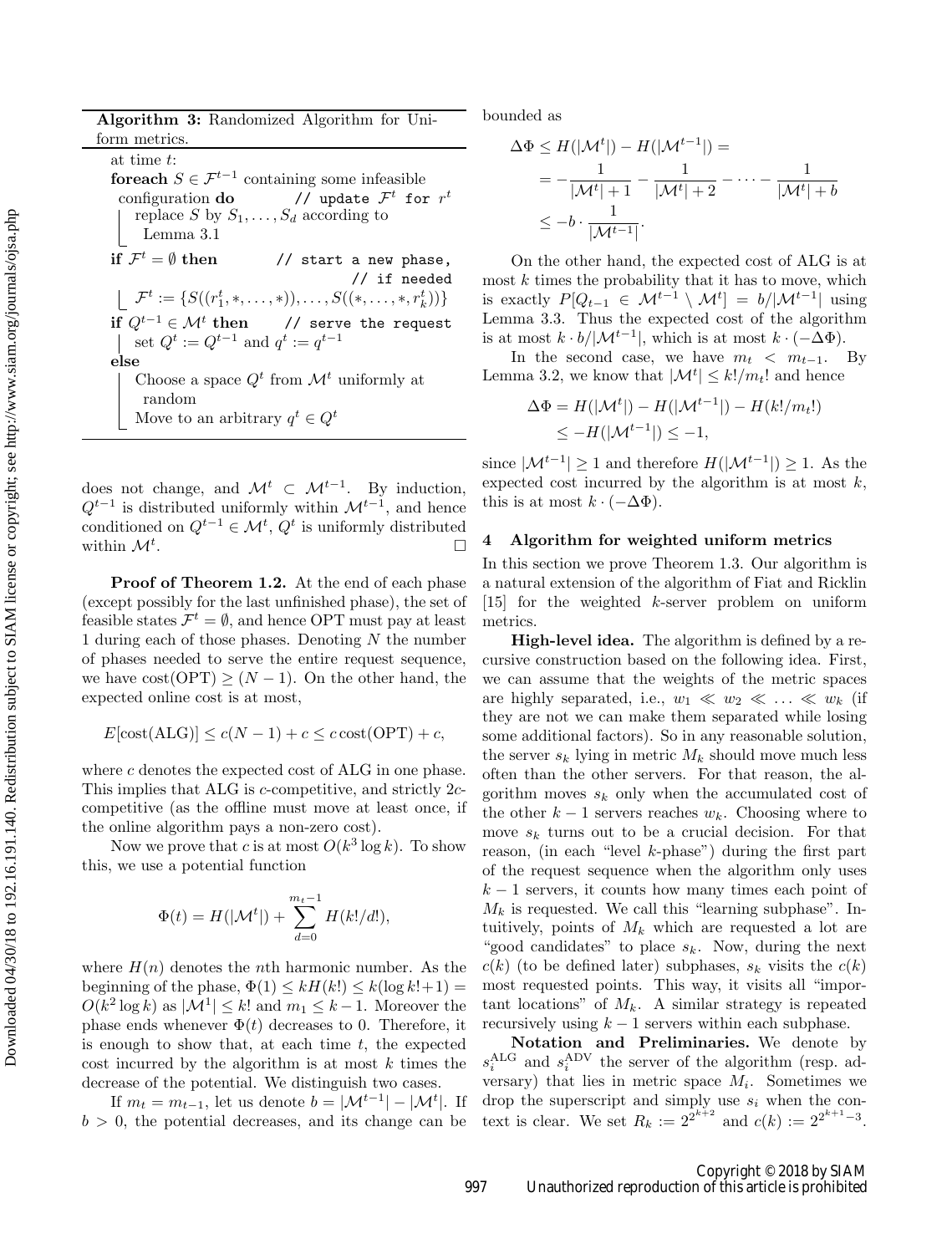**Algorithm 3:** Randomized Algorithm for Uniform metrics.

```
at time t:
foreach S ∈ F^{t-1} containing some infeasible
  configuration do            // update F^t for r^t
    replace S by S_1, ..., S_d according to
      Lemma 3.1
if F^t = ∅ then           // start a new phase,
                              // if needed
    F^t := {S((r_1^t, *, ..., *)), ..., S((*, ..., *, r_k^t))}
if Q^{t-1} ∈ M^t then      // serve the request
    set Q^t := Q^{t-1} and q^t := q^{t-1}
else
    Choose a space Q^t from M^t uniformly at
      random
    Move to an arbitrary q^t ∈ Q^t
```

does not change, and $\mathcal{M}^t \subset \mathcal{M}^{t-1}$. By induction, $Q^{t-1}$ is distributed uniformly within $\mathcal{M}^{t-1}$, and hence conditioned on $Q^{t-1} \in \mathcal{M}^t$, $Q^t$ is uniformly distributed within $\mathcal{M}^t$. $\square$

**Proof of Theorem 1.2.** At the end of each phase (except possibly for the last unfinished phase), the set of feasible states $\mathcal{F}^t = \emptyset$, and hence OPT must pay at least 1 during each of those phases. Denoting $N$ the number of phases needed to serve the entire request sequence, we have $\text{cost(OPT)} \geq (N-1)$. On the other hand, the expected online cost is at most,

$$E[\text{cost(ALG)}] \leq c(N-1) + c \leq c\,\text{cost(OPT)} + c,$$

where $c$ denotes the expected cost of ALG in one phase. This implies that ALG is $c$-competitive, and strictly $2c$-competitive (as the offline must move at least once, if the online algorithm pays a non-zero cost).

Now we prove that $c$ is at most $O(k^3 \log k)$. To show this, we use a potential function

$$\Phi(t) = H(|\mathcal{M}^t|) + \sum_{d=0}^{m_t - 1} H(k!/d!),$$

where $H(n)$ denotes the $n$th harmonic number. As the beginning of the phase, $\Phi(1) \leq kH(k!) \leq k(\log k! + 1) = O(k^2 \log k)$ as $|\mathcal{M}^1| \leq k!$ and $m_1 \leq k-1$. Moreover the phase ends whenever $\Phi(t)$ decreases to 0. Therefore, it is enough to show that, at each time $t$, the expected cost incurred by the algorithm is at most $k$ times the decrease of the potential. We distinguish two cases.

If $m_t = m_{t-1}$, let us denote $b = |\mathcal{M}^{t-1}| - |\mathcal{M}^t|$. If $b > 0$, the potential decreases, and its change can be bounded as

$$\begin{aligned}
\Delta\Phi \leq H(|\mathcal{M}^t|) - H(|\mathcal{M}^{t-1}|) &= \\
= -\frac{1}{|\mathcal{M}^t| + 1} - \frac{1}{|\mathcal{M}^t| + 2} - \cdots - \frac{1}{|\mathcal{M}^t| + b} \\
\leq -b \cdot \frac{1}{|\mathcal{M}^{t-1}|}.
\end{aligned}$$

On the other hand, the expected cost of ALG is at most $k$ times the probability that it has to move, which is exactly $P[Q_{t-1} \in \mathcal{M}^{t-1} \setminus \mathcal{M}^t] = b/|\mathcal{M}^{t-1}|$ using Lemma 3.3. Thus the expected cost of the algorithm is at most $k \cdot b/|\mathcal{M}^{t-1}|$, which is at most $k \cdot (-\Delta\Phi)$.

In the second case, we have $m_t < m_{t-1}$. By Lemma 3.2, we know that $|\mathcal{M}^t| \leq k!/m_t!$ and hence

$$\begin{aligned}
\Delta\Phi &= H(|\mathcal{M}^t|) - H(|\mathcal{M}^{t-1}|) - H(k!/m_t!) \\
&\leq -H(|\mathcal{M}^{t-1}|) \leq -1,
\end{aligned}$$

since $|\mathcal{M}^{t-1}| \geq 1$ and therefore $H(|\mathcal{M}^{t-1}|) \geq 1$. As the expected cost incurred by the algorithm is at most $k$, this is at most $k \cdot (-\Delta\Phi)$.

## 4 Algorithm for weighted uniform metrics

In this section we prove Theorem 1.3. Our algorithm is a natural extension of the algorithm of Fiat and Ricklin [15] for the weighted $k$-server problem on uniform metrics.

**High-level idea.** The algorithm is defined by a recursive construction based on the following idea. First, we can assume that the weights of the metric spaces are highly separated, i.e., $w_1 \ll w_2 \ll \ldots \ll w_k$ (if they are not we can make them separated while losing some additional factors). So in any reasonable solution, the server $s_k$ lying in metric $M_k$ should move much less often than the other servers. For that reason, the algorithm moves $s_k$ only when the accumulated cost of the other $k-1$ servers reaches $w_k$. Choosing where to move $s_k$ turns out to be a crucial decision. For that reason, (in each "level $k$-phase") during the first part of the request sequence when the algorithm only uses $k-1$ servers, it counts how many times each point of $M_k$ is requested. We call this "learning subphase". Intuitively, points of $M_k$ which are requested a lot are "good candidates" to place $s_k$. Now, during the next $c(k)$ (to be defined later) subphases, $s_k$ visits the $c(k)$ most requested points. This way, it visits all "important locations" of $M_k$. A similar strategy is repeated recursively using $k-1$ servers within each subphase.

**Notation and Preliminaries.** We denote by $s_i^{\text{ALG}}$ and $s_i^{\text{ADV}}$ the server of the algorithm (resp. adversary) that lies in metric space $M_i$. Sometimes we drop the superscript and simply use $s_i$ when the context is clear. We set $R_k := 2^{2^{k+2}}$ and $c(k) := 2^{2^{k+1}-3}$.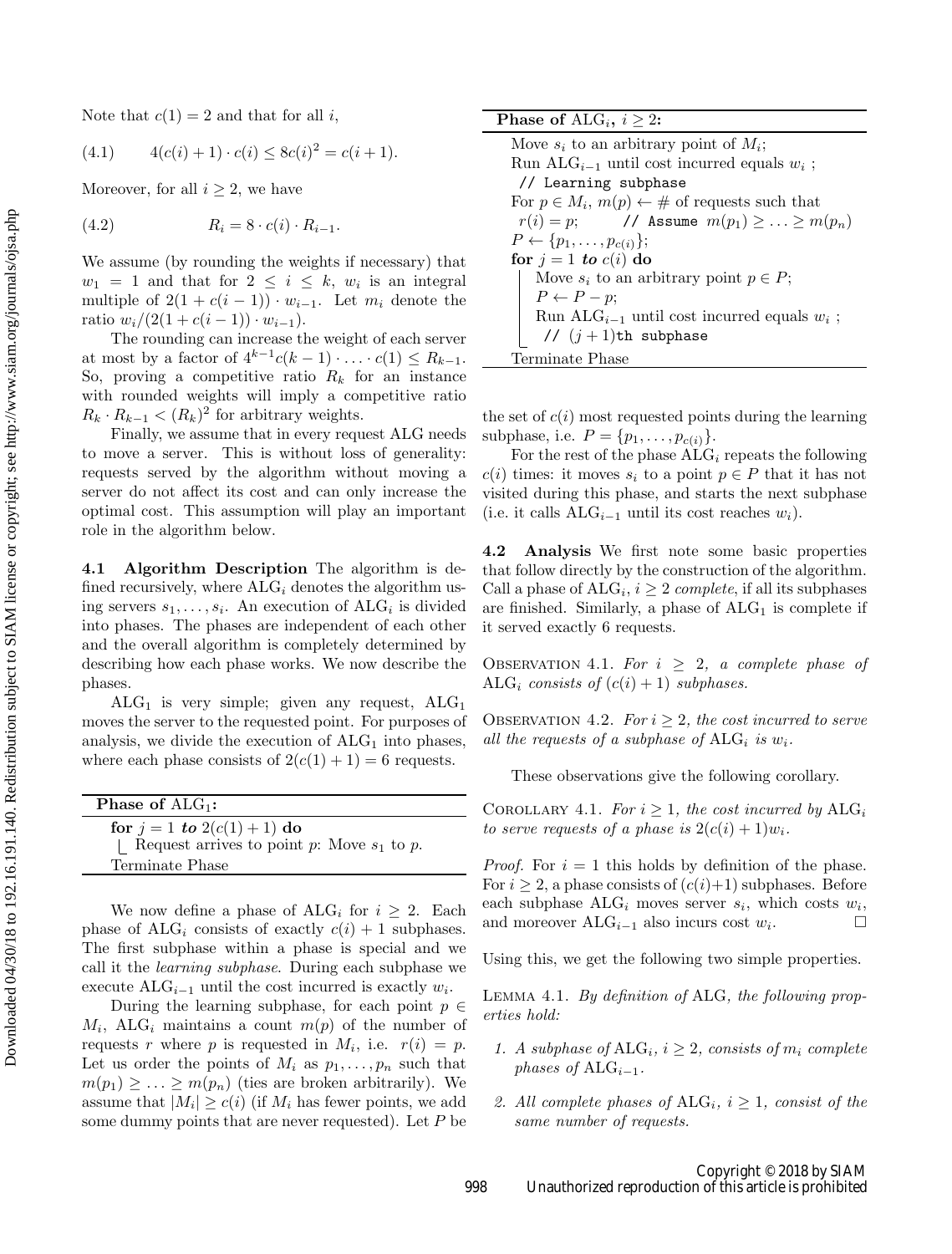Note that $c(1) = 2$ and that for all $i$,

$$(4.1) \qquad 4(c(i)+1) \cdot c(i) \le 8c(i)^2 = c(i+1).$$

Moreover, for all $i \ge 2$, we have

$$(4.2) \qquad R_i = 8 \cdot c(i) \cdot R_{i-1}.$$

We assume (by rounding the weights if necessary) that $w_1 = 1$ and that for $2 \le i \le k$, $w_i$ is an integral multiple of $2(1 + c(i-1)) \cdot w_{i-1}$. Let $m_i$ denote the ratio $w_i/(2(1 + c(i-1)) \cdot w_{i-1})$.

The rounding can increase the weight of each server at most by a factor of $4^{k-1}c(k-1) \cdot \ldots \cdot c(1) \le R_{k-1}$. So, proving a competitive ratio $R_k$ for an instance with rounded weights will imply a competitive ratio $R_k \cdot R_{k-1} < (R_k)^2$ for arbitrary weights.

Finally, we assume that in every request ALG needs to move a server. This is without loss of generality: requests served by the algorithm without moving a server do not affect its cost and can only increase the optimal cost. This assumption will play an important role in the algorithm below.

**4.1 Algorithm Description** The algorithm is defined recursively, where $\text{ALG}_i$ denotes the algorithm using servers $s_1, \ldots, s_i$. An execution of $\text{ALG}_i$ is divided into phases. The phases are independent of each other and the overall algorithm is completely determined by describing how each phase works. We now describe the phases.

$\text{ALG}_1$ is very simple; given any request, $\text{ALG}_1$ moves the server to the requested point. For purposes of analysis, we divide the execution of $\text{ALG}_1$ into phases, where each phase consists of $2(c(1)+1) = 6$ requests.

**Phase of $\text{ALG}_1$:**

```
for j = 1 to 2(c(1) + 1) do
    Request arrives to point p: Move s_1 to p.
Terminate Phase
```

We now define a phase of $\text{ALG}_i$ for $i \ge 2$. Each phase of $\text{ALG}_i$ consists of exactly $c(i) + 1$ subphases. The first subphase within a phase is special and we call it the *learning subphase*. During each subphase we execute $\text{ALG}_{i-1}$ until the cost incurred is exactly $w_i$.

During the learning subphase, for each point $p \in M_i$, $\text{ALG}_i$ maintains a count $m(p)$ of the number of requests $r$ where $p$ is requested in $M_i$, i.e. $r(i) = p$. Let us order the points of $M_i$ as $p_1, \ldots, p_n$ such that $m(p_1) \ge \ldots \ge m(p_n)$ (ties are broken arbitrarily). We assume that $|M_i| \ge c(i)$ (if $M_i$ has fewer points, we add some dummy points that are never requested). Let $P$ be

**Phase of $\text{ALG}_i$, $i \ge 2$:**

```
Move s_i to an arbitrary point of M_i;
Run ALG_{i-1} until cost incurred equals w_i ;
 // Learning subphase
For p ∈ M_i, m(p) ← # of requests such that
 r(i) = p;      // Assume m(p_1) ≥ ... ≥ m(p_n)
P ← {p_1, ..., p_{c(i)}};
for j = 1 to c(i) do
    Move s_i to an arbitrary point p ∈ P;
    P ← P − p;
    Run ALG_{i-1} until cost incurred equals w_i ;
     // (j+1)th subphase
Terminate Phase
```

the set of $c(i)$ most requested points during the learning subphase, i.e. $P = \{p_1, \ldots, p_{c(i)}\}$.

For the rest of the phase $\text{ALG}_i$ repeats the following $c(i)$ times: it moves $s_i$ to a point $p \in P$ that it has not visited during this phase, and starts the next subphase (i.e. it calls $\text{ALG}_{i-1}$ until its cost reaches $w_i$).

**4.2 Analysis** We first note some basic properties that follow directly by the construction of the algorithm. Call a phase of $\text{ALG}_i$, $i \ge 2$ *complete*, if all its subphases are finished. Similarly, a phase of $\text{ALG}_1$ is complete if it served exactly 6 requests.

Observation 4.1. *For $i \ge 2$, a complete phase of $\text{ALG}_i$ consists of $(c(i)+1)$ subphases.*

Observation 4.2. *For $i \ge 2$, the cost incurred to serve all the requests of a subphase of $\text{ALG}_i$ is $w_i$.*

These observations give the following corollary.

Corollary 4.1. *For $i \ge 1$, the cost incurred by $\text{ALG}_i$ to serve requests of a phase is $2(c(i)+1)w_i$.*

*Proof.* For $i = 1$ this holds by definition of the phase. For $i \ge 2$, a phase consists of $(c(i)+1)$ subphases. Before each subphase $\text{ALG}_i$ moves server $s_i$, which costs $w_i$, and moreover $\text{ALG}_{i-1}$ also incurs cost $w_i$. □

Using this, we get the following two simple properties.

Lemma 4.1. *By definition of ALG, the following properties hold:*

1. *A subphase of $\text{ALG}_i$, $i \ge 2$, consists of $m_i$ complete phases of $\text{ALG}_{i-1}$.*
2. *All complete phases of $\text{ALG}_i$, $i \ge 1$, consist of the same number of requests.*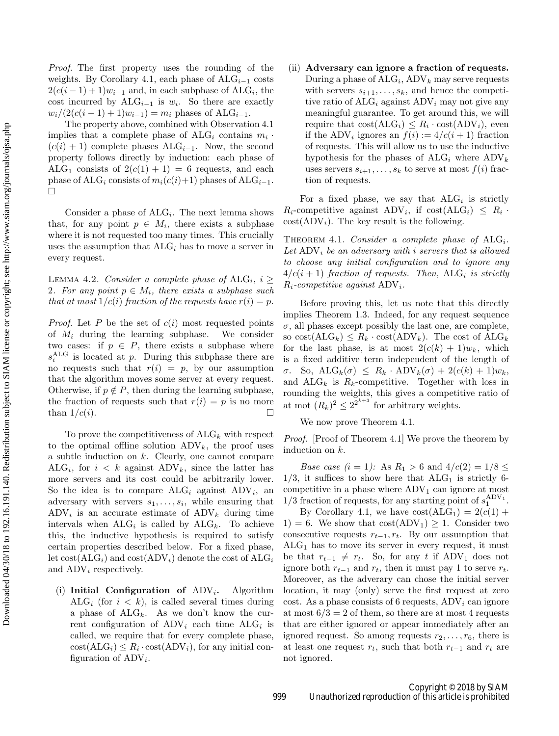*Proof.* The first property uses the rounding of the weights. By Corollary 4.1, each phase of $\text{ALG}_{i-1}$ costs $2(c(i-1)+1)w_{i-1}$ and, in each subphase of $\text{ALG}_i$, the cost incurred by $\text{ALG}_{i-1}$ is $w_i$. So there are exactly $w_i/(2(c(i-1)+1)w_{i-1}) = m_i$ phases of $\text{ALG}_{i-1}$.

The property above, combined with Observation 4.1 implies that a complete phase of $\text{ALG}_i$ contains $m_i \cdot (c(i)+1)$ complete phases $\text{ALG}_{i-1}$. Now, the second property follows directly by induction: each phase of $\text{ALG}_1$ consists of $2(c(1)+1) = 6$ requests, and each phase of $\text{ALG}_i$ consists of $m_i(c(i)+1)$ phases of $\text{ALG}_{i-1}$. □

Consider a phase of $\text{ALG}_i$. The next lemma shows that, for any point $p \in M_i$, there exists a subphase where it is not requested too many times. This crucially uses the assumption that $\text{ALG}_i$ has to move a server in every request.

Lemma 4.2. *Consider a complete phase of* $\text{ALG}_i$*,* $i \geq 2$*. For any point* $p \in M_i$*, there exists a subphase such that at most* $1/c(i)$ *fraction of the requests have* $r(i) = p$*.*

*Proof.* Let $P$ be the set of $c(i)$ most requested points of $M_i$ during the learning subphase. We consider two cases: if $p \in P$, there exists a subphase where $s_i^{\text{ALG}}$ is located at $p$. During this subphase there are no requests such that $r(i) = p$, by our assumption that the algorithm moves some server at every request. Otherwise, if $p \notin P$, then during the learning subphase, the fraction of requests such that $r(i) = p$ is no more than $1/c(i)$. □

To prove the competitiveness of $\text{ALG}_k$ with respect to the optimal offline solution $\text{ADV}_k$, the proof uses a subtle induction on $k$. Clearly, one cannot compare $\text{ALG}_i$, for $i < k$ against $\text{ADV}_k$, since the latter has more servers and its cost could be arbitrarily lower. So the idea is to compare $\text{ALG}_i$ against $\text{ADV}_i$, an adversary with servers $s_1, \ldots, s_i$, while ensuring that $\text{ADV}_i$ is an accurate estimate of $\text{ADV}_k$ during time intervals when $\text{ALG}_i$ is called by $\text{ALG}_k$. To achieve this, the inductive hypothesis is required to satisfy certain properties described below. For a fixed phase, let $\text{cost}(\text{ALG}_i)$ and $\text{cost}(\text{ADV}_i)$ denote the cost of $\text{ALG}_i$ and $\text{ADV}_i$ respectively.

(i) **Initial Configuration of** $\text{ADV}_i$**.** Algorithm $\text{ALG}_i$ (for $i < k$), is called several times during a phase of $\text{ALG}_k$. As we don't know the current configuration of $\text{ADV}_i$ each time $\text{ALG}_i$ is called, we require that for every complete phase, $\text{cost}(\text{ALG}_i) \leq R_i \cdot \text{cost}(\text{ADV}_i)$, for any initial configuration of $\text{ADV}_i$.

(ii) **Adversary can ignore a fraction of requests.** During a phase of $\text{ALG}_i$, $\text{ADV}_k$ may serve requests with servers $s_{i+1}, \ldots, s_k$, and hence the competitive ratio of $\text{ALG}_i$ against $\text{ADV}_i$ may not give any meaningful guarantee. To get around this, we will require that $\text{cost}(\text{ALG}_i) \leq R_i \cdot \text{cost}(\text{ADV}_i)$, even if the $\text{ADV}_i$ ignores an $f(i) := 4/c(i+1)$ fraction of requests. This will allow us to use the inductive hypothesis for the phases of $\text{ALG}_i$ where $\text{ADV}_k$ uses servers $s_{i+1}, \ldots, s_k$ to serve at most $f(i)$ fraction of requests.

For a fixed phase, we say that $\text{ALG}_i$ is strictly $R_i$-competitive against $\text{ADV}_i$, if $\text{cost}(\text{ALG}_i) \leq R_i \cdot \text{cost}(\text{ADV}_i)$. The key result is the following.

Theorem 4.1. *Consider a complete phase of* $\text{ALG}_i$*. Let* $\text{ADV}_i$ *be an adversary with* $i$ *servers that is allowed to choose any initial configuration and to ignore any* $4/c(i+1)$ *fraction of requests. Then,* $\text{ALG}_i$ *is strictly* $R_i$*-competitive against* $\text{ADV}_i$*.*

Before proving this, let us note that this directly implies Theorem 1.3. Indeed, for any request sequence $\sigma$, all phases except possibly the last one, are complete, so $\text{cost}(\text{ALG}_k) \leq R_k \cdot \text{cost}(\text{ADV}_k)$. The cost of $\text{ALG}_k$ for the last phase, is at most $2(c(k)+1)w_k$, which is a fixed additive term independent of the length of $\sigma$. So, $\text{ALG}_k(\sigma) \leq R_k \cdot \text{ADV}_k(\sigma) + 2(c(k)+1)w_k$, and $\text{ALG}_k$ is $R_k$-competitive. Together with loss in rounding the weights, this gives a competitive ratio of at mot $(R_k)^2 \leq 2^{2^{k+3}}$ for arbitrary weights.

We now prove Theorem 4.1.

*Proof.* [Proof of Theorem 4.1] We prove the theorem by induction on $k$.

*Base case* ($i = 1$)*:* As $R_1 > 6$ and $4/c(2) = 1/8 \leq 1/3$, it suffices to show here that $\text{ALG}_1$ is strictly 6-competitive in a phase where $\text{ADV}_1$ can ignore at most $1/3$ fraction of requests, for any starting point of $s_1^{\text{ADV}_1}$.

By Corollary 4.1, we have $\text{cost}(\text{ALG}_1) = 2(c(1)+1) = 6$. We show that $\text{cost}(\text{ADV}_1) \geq 1$. Consider two consecutive requests $r_{t-1}, r_t$. By our assumption that $\text{ALG}_1$ has to move its server in every request, it must be that $r_{t-1} \neq r_t$. So, for any $t$ if $\text{ADV}_1$ does not ignore both $r_{t-1}$ and $r_t$, then it must pay 1 to serve $r_t$. Moreover, as the adverary can chose the initial server location, it may (only) serve the first request at zero cost. As a phase consists of 6 requests, $\text{ADV}_i$ can ignore at most $6/3 = 2$ of them, so there are at most 4 requests that are either ignored or appear immediately after an ignored request. So among requests $r_2, \ldots, r_6$, there is at least one request $r_t$, such that both $r_{t-1}$ and $r_t$ are not ignored.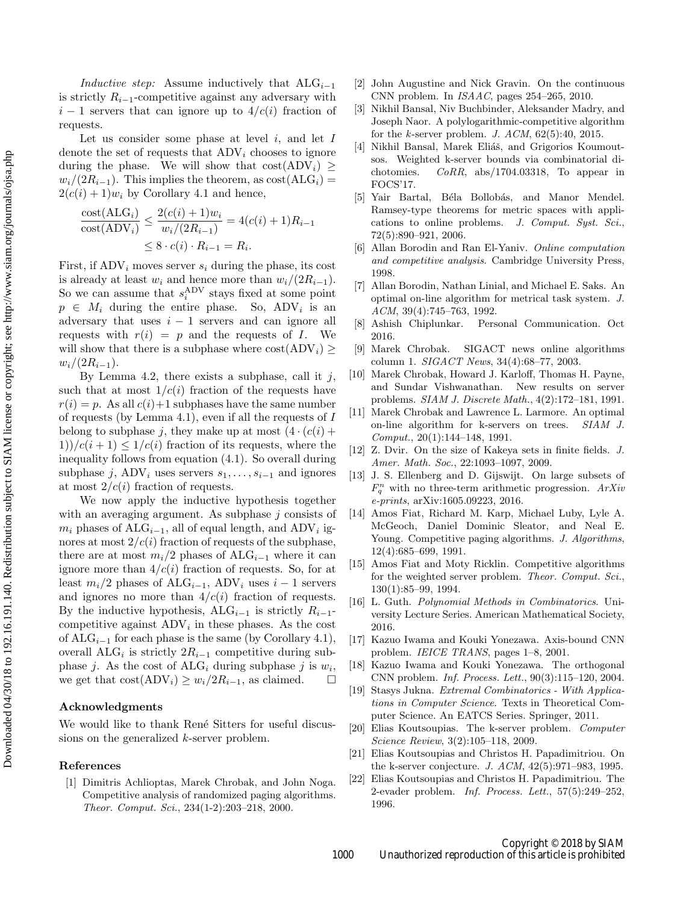*Inductive step:* Assume inductively that $\mathrm{ALG}_{i-1}$ is strictly $R_{i-1}$-competitive against any adversary with $i-1$ servers that can ignore up to $4/c(i)$ fraction of requests.

Let us consider some phase at level $i$, and let $I$ denote the set of requests that $\mathrm{ADV}_i$ chooses to ignore during the phase. We will show that $\mathrm{cost}(\mathrm{ADV}_i) \geq w_i/(2R_{i-1})$. This implies the theorem, as $\mathrm{cost}(\mathrm{ALG}_i) = 2(c(i)+1)w_i$ by Corollary 4.1 and hence,

$$\frac{\mathrm{cost}(\mathrm{ALG}_i)}{\mathrm{cost}(\mathrm{ADV}_i)} \leq \frac{2(c(i)+1)w_i}{w_i/(2R_{i-1})} = 4(c(i)+1)R_{i-1}$$
$$\leq 8 \cdot c(i) \cdot R_{i-1} = R_i.$$

First, if $\mathrm{ADV}_i$ moves server $s_i$ during the phase, its cost is already at least $w_i$ and hence more than $w_i/(2R_{i-1})$. So we can assume that $s_i^{\mathrm{ADV}}$ stays fixed at some point $p \in M_i$ during the entire phase. So, $\mathrm{ADV}_i$ is an adversary that uses $i-1$ servers and can ignore all requests with $r(i) = p$ and the requests of $I$. We will show that there is a subphase where $\mathrm{cost}(\mathrm{ADV}_i) \geq w_i/(2R_{i-1})$.

By Lemma 4.2, there exists a subphase, call it $j$, such that at most $1/c(i)$ fraction of the requests have $r(i) = p$. As all $c(i)+1$ subphases have the same number of requests (by Lemma 4.1), even if all the requests of $I$ belong to subphase $j$, they make up at most $(4 \cdot (c(i)+1))/c(i+1) \leq 1/c(i)$ fraction of its requests, where the inequality follows from equation (4.1). So overall during subphase $j$, $\mathrm{ADV}_i$ uses servers $s_1, \ldots, s_{i-1}$ and ignores at most $2/c(i)$ fraction of requests.

We now apply the inductive hypothesis together with an averaging argument. As subphase $j$ consists of $m_i$ phases of $\mathrm{ALG}_{i-1}$, all of equal length, and $\mathrm{ADV}_i$ ignores at most $2/c(i)$ fraction of requests of the subphase, there are at most $m_i/2$ phases of $\mathrm{ALG}_{i-1}$ where it can ignore more than $4/c(i)$ fraction of requests. So, for at least $m_i/2$ phases of $\mathrm{ALG}_{i-1}$, $\mathrm{ADV}_i$ uses $i-1$ servers and ignores no more than $4/c(i)$ fraction of requests. By the inductive hypothesis, $\mathrm{ALG}_{i-1}$ is strictly $R_{i-1}$-competitive against $\mathrm{ADV}_i$ in these phases. As the cost of $\mathrm{ALG}_{i-1}$ for each phase is the same (by Corollary 4.1), overall $\mathrm{ALG}_i$ is strictly $2R_{i-1}$ competitive during subphase $j$. As the cost of $\mathrm{ALG}_i$ during subphase $j$ is $w_i$, we get that $\mathrm{cost}(\mathrm{ADV}_i) \geq w_i/2R_{i-1}$, as claimed. □

### Acknowledgments

We would like to thank René Sitters for useful discussions on the generalized $k$-server problem.

### References

[1] Dimitris Achlioptas, Marek Chrobak, and John Noga. Competitive analysis of randomized paging algorithms. *Theor. Comput. Sci.*, 234(1-2):203–218, 2000.

[2] John Augustine and Nick Gravin. On the continuous CNN problem. In *ISAAC*, pages 254–265, 2010.

[3] Nikhil Bansal, Niv Buchbinder, Aleksander Madry, and Joseph Naor. A polylogarithmic-competitive algorithm for the $k$-server problem. *J. ACM*, 62(5):40, 2015.

[4] Nikhil Bansal, Marek Eliáš, and Grigorios Koumoutsos. Weighted k-server bounds via combinatorial dichotomies. *CoRR*, abs/1704.03318, To appear in FOCS'17.

[5] Yair Bartal, Béla Bollobás, and Manor Mendel. Ramsey-type theorems for metric spaces with applications to online problems. *J. Comput. Syst. Sci.*, 72(5):890–921, 2006.

[6] Allan Borodin and Ran El-Yaniv. *Online computation and competitive analysis*. Cambridge University Press, 1998.

[7] Allan Borodin, Nathan Linial, and Michael E. Saks. An optimal on-line algorithm for metrical task system. *J. ACM*, 39(4):745–763, 1992.

[8] Ashish Chiplunkar. Personal Communication. Oct 2016.

[9] Marek Chrobak. SIGACT news online algorithms column 1. *SIGACT News*, 34(4):68–77, 2003.

[10] Marek Chrobak, Howard J. Karloff, Thomas H. Payne, and Sundar Vishwanathan. New results on server problems. *SIAM J. Discrete Math.*, 4(2):172–181, 1991.

[11] Marek Chrobak and Lawrence L. Larmore. An optimal on-line algorithm for k-servers on trees. *SIAM J. Comput.*, 20(1):144–148, 1991.

[12] Z. Dvir. On the size of Kakeya sets in finite fields. *J. Amer. Math. Soc.*, 22:1093–1097, 2009.

[13] J. S. Ellenberg and D. Gijswijt. On large subsets of $F_q^n$ with no three-term arithmetic progression. *ArXiv e-prints*, arXiv:1605.09223, 2016.

[14] Amos Fiat, Richard M. Karp, Michael Luby, Lyle A. McGeoch, Daniel Dominic Sleator, and Neal E. Young. Competitive paging algorithms. *J. Algorithms*, 12(4):685–699, 1991.

[15] Amos Fiat and Moty Ricklin. Competitive algorithms for the weighted server problem. *Theor. Comput. Sci.*, 130(1):85–99, 1994.

[16] L. Guth. *Polynomial Methods in Combinatorics*. University Lecture Series. American Mathematical Society, 2016.

[17] Kazuo Iwama and Kouki Yonezawa. Axis-bound CNN problem. *IEICE TRANS*, pages 1–8, 2001.

[18] Kazuo Iwama and Kouki Yonezawa. The orthogonal CNN problem. *Inf. Process. Lett.*, 90(3):115–120, 2004.

[19] Stasys Jukna. *Extremal Combinatorics - With Applications in Computer Science*. Texts in Theoretical Computer Science. An EATCS Series. Springer, 2011.

[20] Elias Koutsoupias. The k-server problem. *Computer Science Review*, 3(2):105–118, 2009.

[21] Elias Koutsoupias and Christos H. Papadimitriou. On the k-server conjecture. *J. ACM*, 42(5):971–983, 1995.

[22] Elias Koutsoupias and Christos H. Papadimitriou. The 2-evader problem. *Inf. Process. Lett.*, 57(5):249–252, 1996.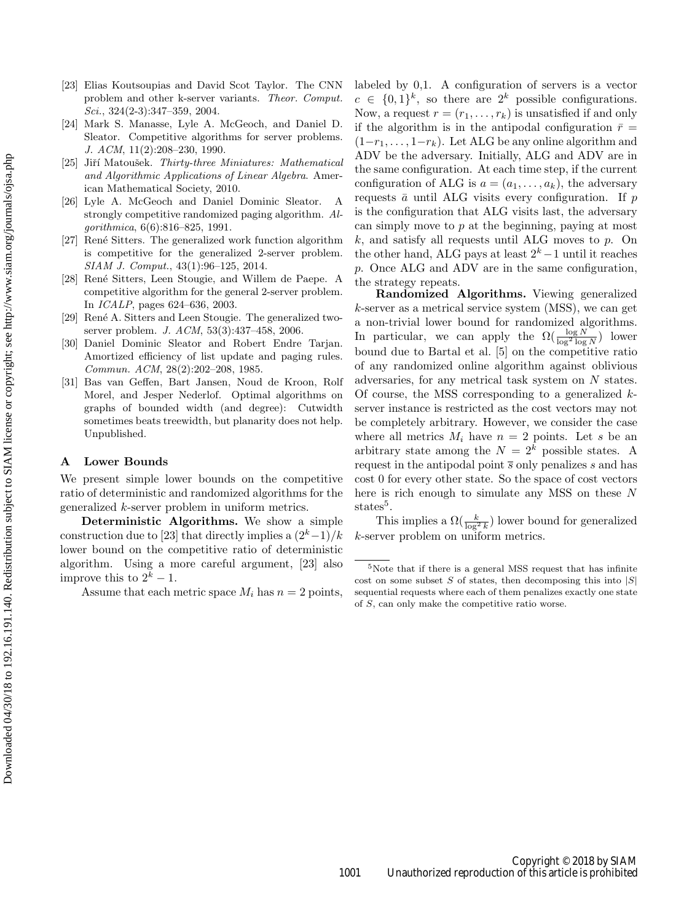[23] Elias Koutsoupias and David Scot Taylor. The CNN problem and other k-server variants. *Theor. Comput. Sci.*, 324(2-3):347–359, 2004.

[24] Mark S. Manasse, Lyle A. McGeoch, and Daniel D. Sleator. Competitive algorithms for server problems. *J. ACM*, 11(2):208–230, 1990.

[25] Jiří Matoušek. *Thirty-three Miniatures: Mathematical and Algorithmic Applications of Linear Algebra*. American Mathematical Society, 2010.

[26] Lyle A. McGeoch and Daniel Dominic Sleator. A strongly competitive randomized paging algorithm. *Algorithmica*, 6(6):816–825, 1991.

[27] René Sitters. The generalized work function algorithm is competitive for the generalized 2-server problem. *SIAM J. Comput.*, 43(1):96–125, 2014.

[28] René Sitters, Leen Stougie, and Willem de Paepe. A competitive algorithm for the general 2-server problem. In *ICALP*, pages 624–636, 2003.

[29] René A. Sitters and Leen Stougie. The generalized two-server problem. *J. ACM*, 53(3):437–458, 2006.

[30] Daniel Dominic Sleator and Robert Endre Tarjan. Amortized efficiency of list update and paging rules. *Commun. ACM*, 28(2):202–208, 1985.

[31] Bas van Geffen, Bart Jansen, Noud de Kroon, Rolf Morel, and Jesper Nederlof. Optimal algorithms on graphs of bounded width (and degree): Cutwidth sometimes beats treewidth, but planarity does not help. Unpublished.

## A Lower Bounds

We present simple lower bounds on the competitive ratio of deterministic and randomized algorithms for the generalized $k$-server problem in uniform metrics.

**Deterministic Algorithms.** We show a simple construction due to [23] that directly implies a $(2^k-1)/k$ lower bound on the competitive ratio of deterministic algorithm. Using a more careful argument, [23] also improve this to $2^k-1$.

Assume that each metric space $M_i$ has $n=2$ points, labeled by 0,1. A configuration of servers is a vector $c \in \{0,1\}^k$, so there are $2^k$ possible configurations. Now, a request $r=(r_1,\ldots,r_k)$ is unsatisfied if and only if the algorithm is in the antipodal configuration $\bar{r}=(1-r_1,\ldots,1-r_k)$. Let ALG be any online algorithm and ADV be the adversary. Initially, ALG and ADV are in the same configuration. At each time step, if the current configuration of ALG is $a=(a_1,\ldots,a_k)$, the adversary requests $\bar{a}$ until ALG visits every configuration. If $p$ is the configuration that ALG visits last, the adversary can simply move to $p$ at the beginning, paying at most $k$, and satisfy all requests until ALG moves to $p$. On the other hand, ALG pays at least $2^k-1$ until it reaches $p$. Once ALG and ADV are in the same configuration, the strategy repeats.

**Randomized Algorithms.** Viewing generalized $k$-server as a metrical service system (MSS), we can get a non-trivial lower bound for randomized algorithms. In particular, we can apply the $\Omega(\frac{\log N}{\log^2 \log N})$ lower bound due to Bartal et al. [5] on the competitive ratio of any randomized online algorithm against oblivious adversaries, for any metrical task system on $N$ states. Of course, the MSS corresponding to a generalized $k$-server instance is restricted as the cost vectors may not be completely arbitrary. However, we consider the case where all metrics $M_i$ have $n=2$ points. Let $s$ be an arbitrary state among the $N=2^k$ possible states. A request in the antipodal point $\overline{s}$ only penalizes $s$ and has cost 0 for every other state. So the space of cost vectors here is rich enough to simulate any MSS on these $N$ states[5].

This implies a $\Omega(\frac{k}{\log^2 k})$ lower bound for generalized $k$-server problem on uniform metrics.

[5] Note that if there is a general MSS request that has infinite cost on some subset $S$ of states, then decomposing this into $|S|$ sequential requests where each of them penalizes exactly one state of $S$, can only make the competitive ratio worse.